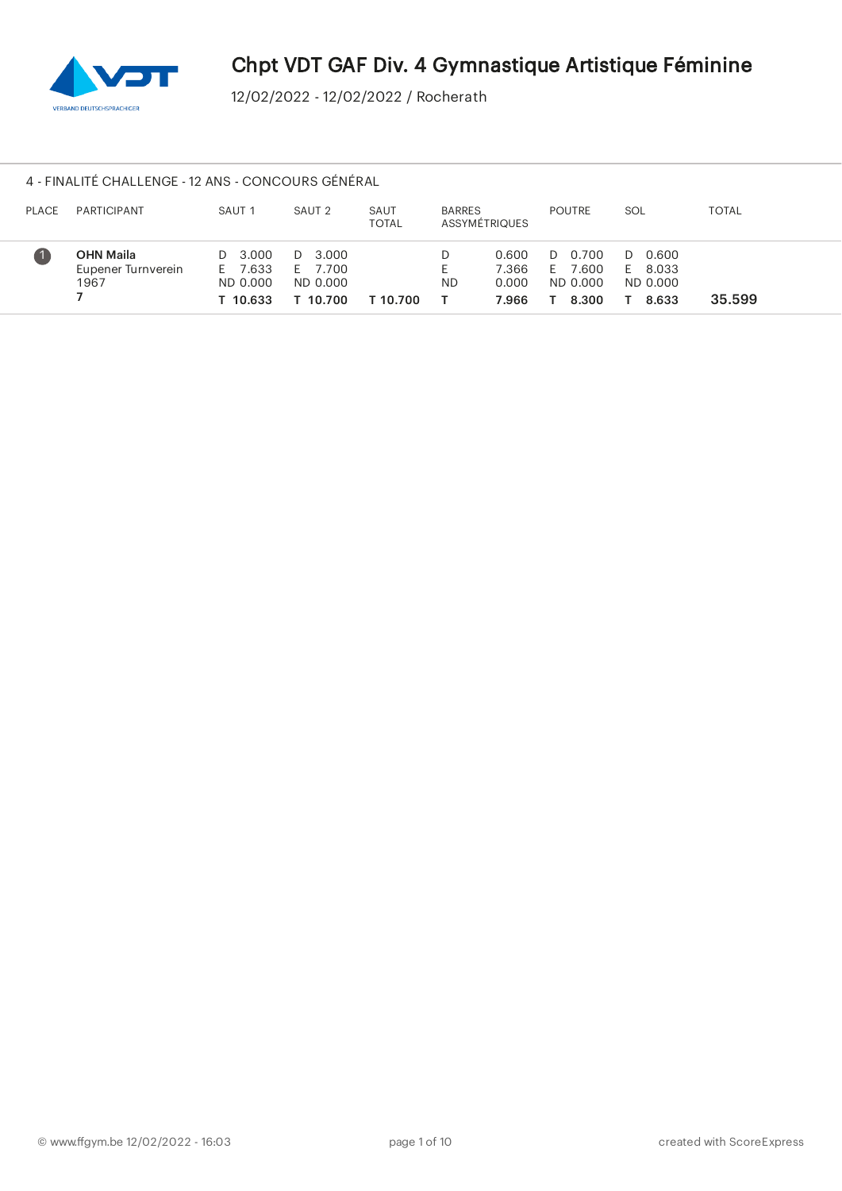# Chpt VDT GAF Div. 4 Gymnastique Artistique Féminine

12/02/2022 - 12/02/2022 / Rocherath

## 4 - FINALITÉ CHALLENGE - 12 ANS - CONCOURS GÉNÉRAL

| PLACE | PARTICIPANT | SAUT 1 | SAUT 2 | SAUT TOTAL | BARRES ASSYMÉTRIQUES | POUTRE | SOL | TOTAL |
|---|---|---|---|---|---|---|---|---|
| 1 | **OHN Maila**<br>Eupener Turnverein<br>1967<br>**7** | D 3.000<br>E 7.633<br>ND 0.000<br>**T 10.633** | D 3.000<br>E 7.700<br>ND 0.000<br>**T 10.700** | **T 10.700** | D 0.600<br>E 7.366<br>ND 0.000<br>**T 7.966** | D 0.700<br>E 7.600<br>ND 0.000<br>**T 8.300** | D 0.600<br>E 8.033<br>ND 0.000<br>**T 8.633** | **35.599** |

© www.ffgym.be 12/02/2022 - 16:03

created with ScoreExpress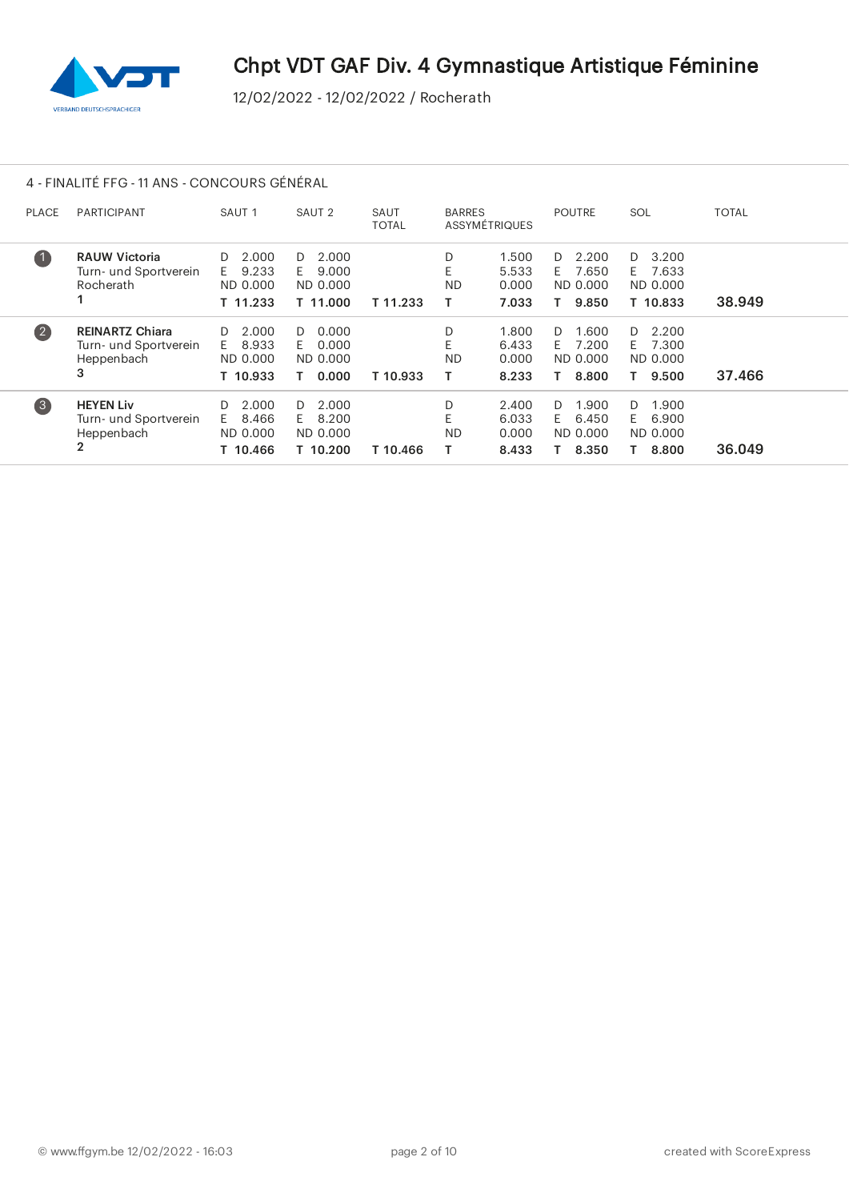# Chpt VDT GAF Div. 4 Gymnastique Artistique Féminine

12/02/2022 - 12/02/2022 / Rocherath

## 4 - FINALITÉ FFG - 11 ANS - CONCOURS GÉNÉRAL

| PLACE | PARTICIPANT | SAUT 1 | SAUT 2 | SAUT TOTAL | BARRES ASSYMÉTRIQUES | POUTRE | SOL | TOTAL |
|---|---|---|---|---|---|---|---|---|
| 1 | **RAUW Victoria**<br>Turn- und Sportverein Rocherath<br>1 | D 2.000<br>E 9.233<br>ND 0.000<br>**T 11.233** | D 2.000<br>E 9.000<br>ND 0.000<br>**T 11.000** | **T 11.233** | D 1.500<br>E 5.533<br>ND 0.000<br>**T 7.033** | D 2.200<br>E 7.650<br>ND 0.000<br>**T 9.850** | D 3.200<br>E 7.633<br>ND 0.000<br>**T 10.833** | **38.949** |
| 2 | **REINARTZ Chiara**<br>Turn- und Sportverein Heppenbach<br>3 | D 2.000<br>E 8.933<br>ND 0.000<br>**T 10.933** | D 0.000<br>E 0.000<br>ND 0.000<br>**T 0.000** | **T 10.933** | D 1.800<br>E 6.433<br>ND 0.000<br>**T 8.233** | D 1.600<br>E 7.200<br>ND 0.000<br>**T 8.800** | D 2.200<br>E 7.300<br>ND 0.000<br>**T 9.500** | **37.466** |
| 3 | **HEYEN Liv**<br>Turn- und Sportverein Heppenbach<br>2 | D 2.000<br>E 8.466<br>ND 0.000<br>**T 10.466** | D 2.000<br>E 8.200<br>ND 0.000<br>**T 10.200** | **T 10.466** | D 2.400<br>E 6.033<br>ND 0.000<br>**T 8.433** | D 1.900<br>E 6.450<br>ND 0.000<br>**T 8.350** | D 1.900<br>E 6.900<br>ND 0.000<br>**T 8.800** | **36.049** |

© www.ffgym.be 12/02/2022 - 16:03 | created with ScoreExpress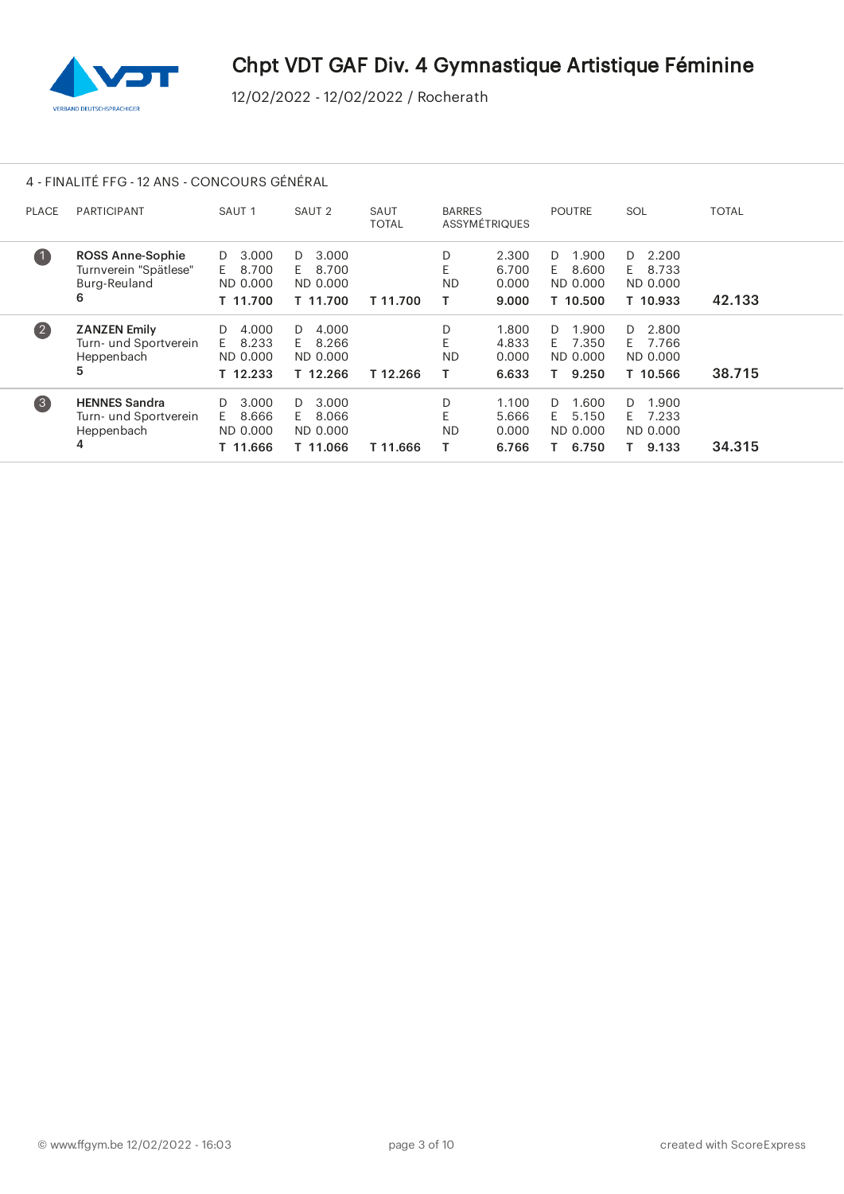# Chpt VDT GAF Div. 4 Gymnastique Artistique Féminine

12/02/2022 - 12/02/2022 / Rocherath

## 4 - FINALITÉ FFG - 12 ANS - CONCOURS GÉNÉRAL

| PLACE | PARTICIPANT | SAUT 1 | SAUT 2 | SAUT TOTAL | BARRES ASSYMÉTRIQUES | POUTRE | SOL | TOTAL |
|---|---|---|---|---|---|---|---|---|
| 1 | **ROSS Anne-Sophie** Turnverein "Spätlese" Burg-Reuland 6 | D 3.000 E 8.700 ND 0.000 **T 11.700** | D 3.000 E 8.700 ND 0.000 **T 11.700** | **T 11.700** | D 2.300 E 6.700 ND 0.000 **T 9.000** | D 1.900 E 8.600 ND 0.000 **T 10.500** | D 2.200 E 8.733 ND 0.000 **T 10.933** | **42.133** |
| 2 | **ZANZEN Emily** Turn- und Sportverein Heppenbach 5 | D 4.000 E 8.233 ND 0.000 **T 12.233** | D 4.000 E 8.266 ND 0.000 **T 12.266** | **T 12.266** | D 1.800 E 4.833 ND 0.000 **T 6.633** | D 1.900 E 7.350 ND 0.000 **T 9.250** | D 2.800 E 7.766 ND 0.000 **T 10.566** | **38.715** |
| 3 | **HENNES Sandra** Turn- und Sportverein Heppenbach 4 | D 3.000 E 8.666 ND 0.000 **T 11.666** | D 3.000 E 8.066 ND 0.000 **T 11.066** | **T 11.666** | D 1.100 E 5.666 ND 0.000 **T 6.766** | D 1.600 E 5.150 ND 0.000 **T 6.750** | D 1.900 E 7.233 ND 0.000 **T 9.133** | **34.315** |

© www.ffgym.be 12/02/2022 - 16:03

created with ScoreExpress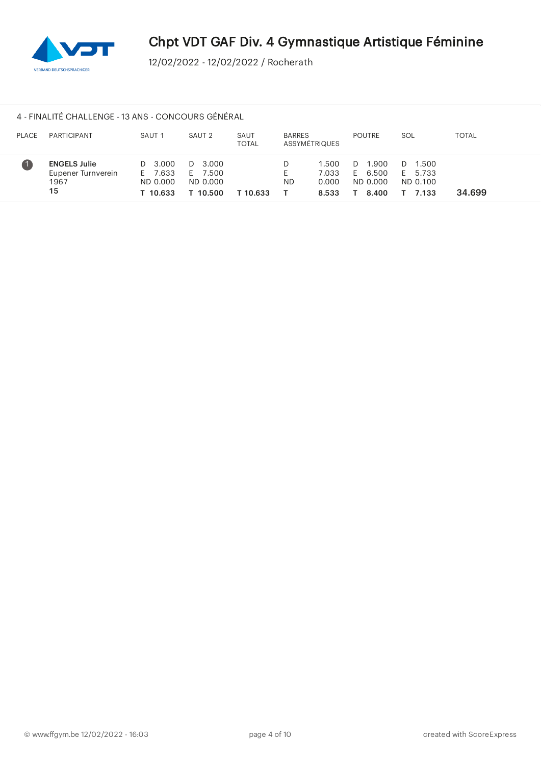# Chpt VDT GAF Div. 4 Gymnastique Artistique Féminine

12/02/2022 - 12/02/2022 / Rocherath

## 4 - FINALITÉ CHALLENGE - 13 ANS - CONCOURS GÉNÉRAL

| PLACE | PARTICIPANT | SAUT 1 | SAUT 2 | SAUT TOTAL | BARRES ASSYMÉTRIQUES | POUTRE | SOL | TOTAL |
|---|---|---|---|---|---|---|---|---|
| 1 | **ENGELS Julie**<br>Eupener Turnverein<br>1967<br>**15** | D 3.000<br>E 7.633<br>ND 0.000<br>**T 10.633** | D 3.000<br>E 7.500<br>ND 0.000<br>**T 10.500** | **T 10.633** | D 1.500<br>E 7.033<br>ND 0.000<br>**T 8.533** | D 1.900<br>E 6.500<br>ND 0.000<br>**T 8.400** | D 1.500<br>E 5.733<br>ND 0.100<br>**T 7.133** | **34.699** |

© www.ffgym.be 12/02/2022 - 16:03

created with ScoreExpress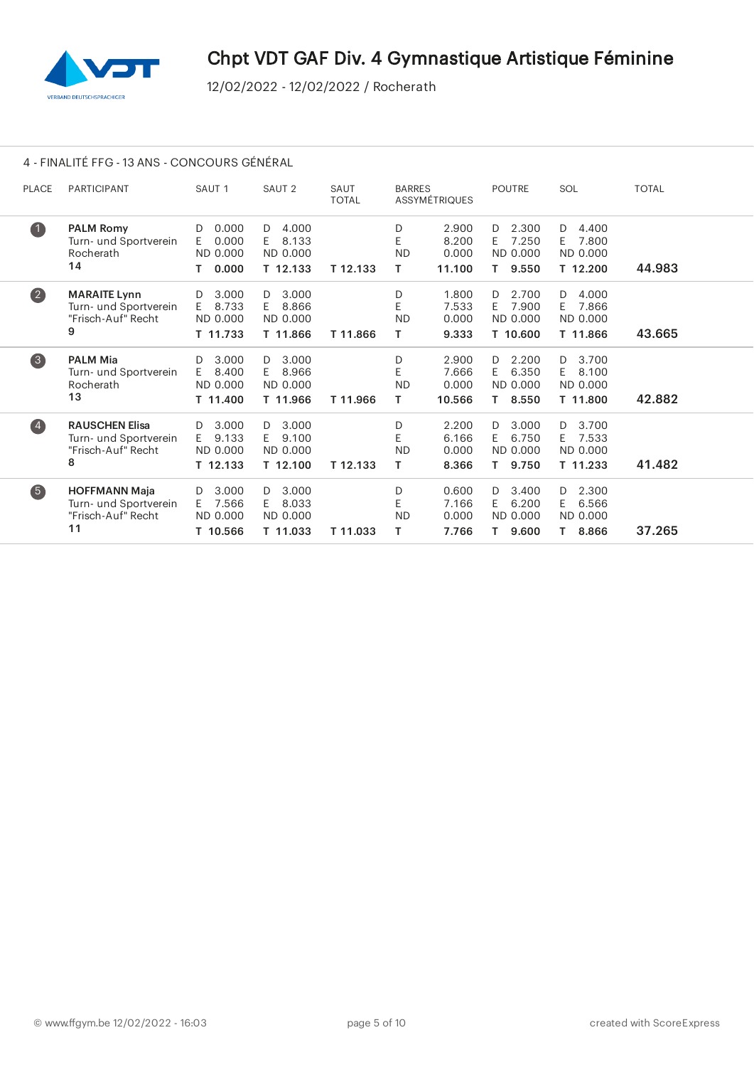# Chpt VDT GAF Div. 4 Gymnastique Artistique Féminine

12/02/2022 - 12/02/2022 / Rocherath

## 4 - FINALITÉ FFG - 13 ANS - CONCOURS GÉNÉRAL

| PLACE | PARTICIPANT | SAUT 1 | SAUT 2 | SAUT TOTAL | BARRES ASSYMÉTRIQUES | POUTRE | SOL | TOTAL |
|---|---|---|---|---|---|---|---|---|
| 1 | **PALM Romy**<br>Turn- und Sportverein Rocherath<br>14 | D 0.000<br>E 0.000<br>ND 0.000<br>**T 0.000** | D 4.000<br>E 8.133<br>ND 0.000<br>**T 12.133** | **T 12.133** | D 2.900<br>E 8.200<br>ND 0.000<br>**T 11.100** | D 2.300<br>E 7.250<br>ND 0.000<br>**T 9.550** | D 4.400<br>E 7.800<br>ND 0.000<br>**T 12.200** | **44.983** |
| 2 | **MARAITE Lynn**<br>Turn- und Sportverein "Frisch-Auf" Recht<br>9 | D 3.000<br>E 8.733<br>ND 0.000<br>**T 11.733** | D 3.000<br>E 8.866<br>ND 0.000<br>**T 11.866** | **T 11.866** | D 1.800<br>E 7.533<br>ND 0.000<br>**T 9.333** | D 2.700<br>E 7.900<br>ND 0.000<br>**T 10.600** | D 4.000<br>E 7.866<br>ND 0.000<br>**T 11.866** | **43.665** |
| 3 | **PALM Mia**<br>Turn- und Sportverein Rocherath<br>13 | D 3.000<br>E 8.400<br>ND 0.000<br>**T 11.400** | D 3.000<br>E 8.966<br>ND 0.000<br>**T 11.966** | **T 11.966** | D 2.900<br>E 7.666<br>ND 0.000<br>**T 10.566** | D 2.200<br>E 6.350<br>ND 0.000<br>**T 8.550** | D 3.700<br>E 8.100<br>ND 0.000<br>**T 11.800** | **42.882** |
| 4 | **RAUSCHEN Elisa**<br>Turn- und Sportverein "Frisch-Auf" Recht<br>8 | D 3.000<br>E 9.133<br>ND 0.000<br>**T 12.133** | D 3.000<br>E 9.100<br>ND 0.000<br>**T 12.100** | **T 12.133** | D 2.200<br>E 6.166<br>ND 0.000<br>**T 8.366** | D 3.000<br>E 6.750<br>ND 0.000<br>**T 9.750** | D 3.700<br>E 7.533<br>ND 0.000<br>**T 11.233** | **41.482** |
| 5 | **HOFFMANN Maja**<br>Turn- und Sportverein "Frisch-Auf" Recht<br>11 | D 3.000<br>E 7.566<br>ND 0.000<br>**T 10.566** | D 3.000<br>E 8.033<br>ND 0.000<br>**T 11.033** | **T 11.033** | D 0.600<br>E 7.166<br>ND 0.000<br>**T 7.766** | D 3.400<br>E 6.200<br>ND 0.000<br>**T 9.600** | D 2.300<br>E 6.566<br>ND 0.000<br>**T 8.866** | **37.265** |

© www.ffgym.be 12/02/2022 - 16:03 created with ScoreExpress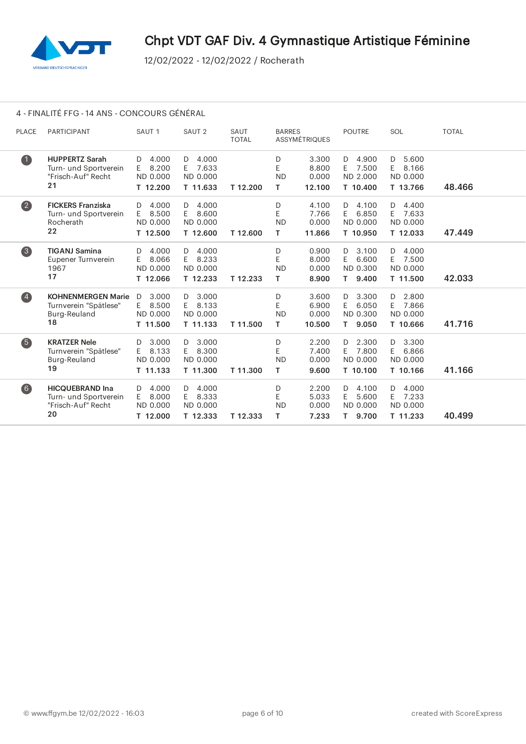# Chpt VDT GAF Div. 4 Gymnastique Artistique Féminine

12/02/2022 - 12/02/2022 / Rocherath

## 4 - FINALITÉ FFG - 14 ANS - CONCOURS GÉNÉRAL

| PLACE | PARTICIPANT | SAUT 1 | SAUT 2 | SAUT TOTAL | BARRES ASSYMÉTRIQUES | POUTRE | SOL | TOTAL |
|---|---|---|---|---|---|---|---|---|
| 1 | **HUPPERTZ Sarah** Turn- und Sportverein "Frisch-Auf" Recht **21** | D 4.000 E 8.200 ND 0.000 **T 12.200** | D 4.000 E 7.633 ND 0.000 **T 11.633** | **T 12.200** | D 3.300 E 8.800 ND 0.000 **T 12.100** | D 4.900 E 7.500 ND 2.000 **T 10.400** | D 5.600 E 8.166 ND 0.000 **T 13.766** | **48.466** |
| 2 | **FICKERS Franziska** Turn- und Sportverein Rocherath **22** | D 4.000 E 8.500 ND 0.000 **T 12.500** | D 4.000 E 8.600 ND 0.000 **T 12.600** | **T 12.600** | D 4.100 E 7.766 ND 0.000 **T 11.866** | D 4.100 E 6.850 ND 0.000 **T 10.950** | D 4.400 E 7.633 ND 0.000 **T 12.033** | **47.449** |
| 3 | **TIGANJ Samina** Eupener Turnverein 1967 **17** | D 4.000 E 8.066 ND 0.000 **T 12.066** | D 4.000 E 8.233 ND 0.000 **T 12.233** | **T 12.233** | D 0.900 E 8.000 ND 0.000 **T 8.900** | D 3.100 E 6.600 ND 0.300 **T 9.400** | D 4.000 E 7.500 ND 0.000 **T 11.500** | **42.033** |
| 4 | **KOHNENMERGEN Marie** Turnverein "Spätlese" Burg-Reuland **18** | D 3.000 E 8.500 ND 0.000 **T 11.500** | D 3.000 E 8.133 ND 0.000 **T 11.133** | **T 11.500** | D 3.600 E 6.900 ND 0.000 **T 10.500** | D 3.300 E 6.050 ND 0.300 **T 9.050** | D 2.800 E 7.866 ND 0.000 **T 10.666** | **41.716** |
| 5 | **KRATZER Nele** Turnverein "Spätlese" Burg-Reuland **19** | D 3.000 E 8.133 ND 0.000 **T 11.133** | D 3.000 E 8.300 ND 0.000 **T 11.300** | **T 11.300** | D 2.200 E 7.400 ND 0.000 **T 9.600** | D 2.300 E 7.800 ND 0.000 **T 10.100** | D 3.300 E 6.866 ND 0.000 **T 10.166** | **41.166** |
| 6 | **HICQUEBRAND Ina** Turn- und Sportverein "Frisch-Auf" Recht **20** | D 4.000 E 8.000 ND 0.000 **T 12.000** | D 4.000 E 8.333 ND 0.000 **T 12.333** | **T 12.333** | D 2.200 E 5.033 ND 0.000 **T 7.233** | D 4.100 E 5.600 ND 0.000 **T 9.700** | D 4.000 E 7.233 ND 0.000 **T 11.233** | **40.499** |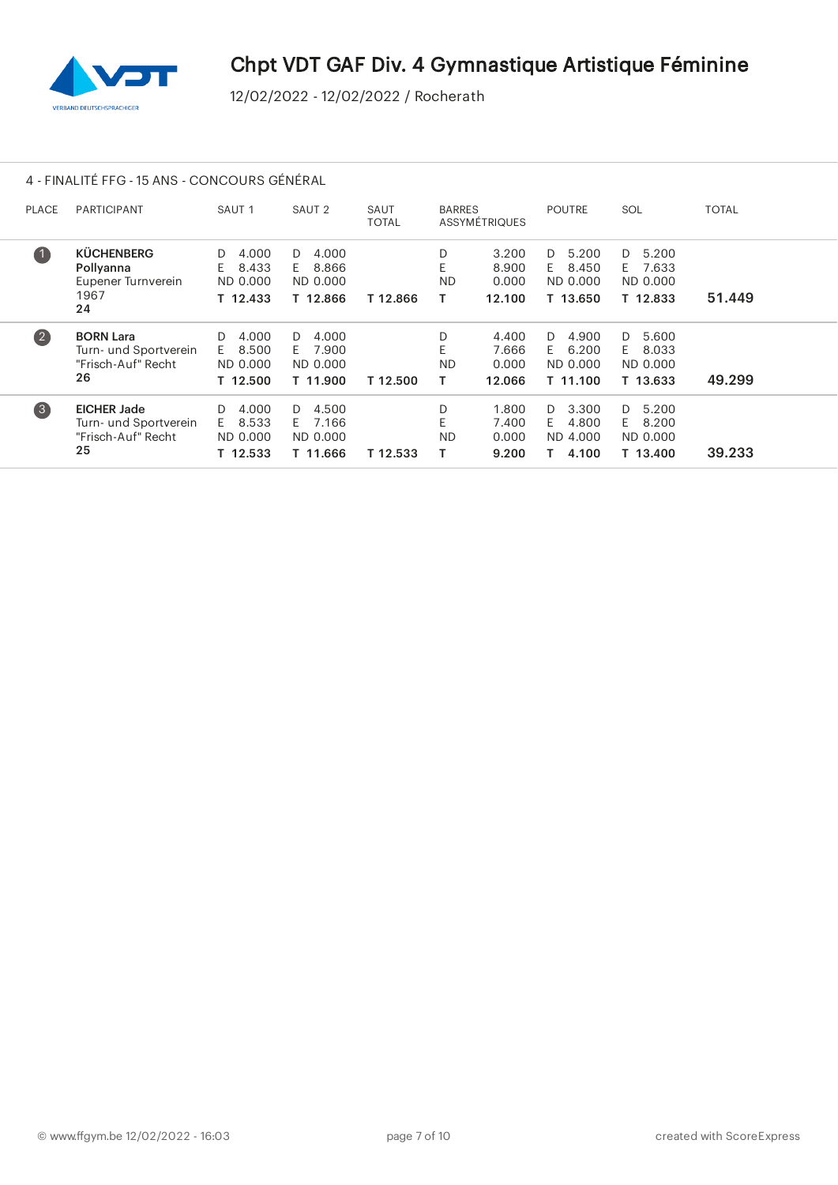# Chpt VDT GAF Div. 4 Gymnastique Artistique Féminine

12/02/2022 - 12/02/2022 / Rocherath

## 4 - FINALITÉ FFG - 15 ANS - CONCOURS GÉNÉRAL

| PLACE | PARTICIPANT | SAUT 1 | SAUT 2 | SAUT TOTAL | BARRES ASSYMÉTRIQUES | POUTRE | SOL | TOTAL |
|---|---|---|---|---|---|---|---|---|
| 1 | **KÜCHENBERG Pollyanna** Eupener Turnverein 1967 **24** | D 4.000 E 8.433 ND 0.000 **T 12.433** | D 4.000 E 8.866 ND 0.000 **T 12.866** | **T 12.866** | D 3.200 E 8.900 ND 0.000 **T 12.100** | D 5.200 E 8.450 ND 0.000 **T 13.650** | D 5.200 E 7.633 ND 0.000 **T 12.833** | **51.449** |
| 2 | **BORN Lara** Turn- und Sportverein "Frisch-Auf" Recht **26** | D 4.000 E 8.500 ND 0.000 **T 12.500** | D 4.000 E 7.900 ND 0.000 **T 11.900** | **T 12.500** | D 4.400 E 7.666 ND 0.000 **T 12.066** | D 4.900 E 6.200 ND 0.000 **T 11.100** | D 5.600 E 8.033 ND 0.000 **T 13.633** | **49.299** |
| 3 | **EICHER Jade** Turn- und Sportverein "Frisch-Auf" Recht **25** | D 4.000 E 8.533 ND 0.000 **T 12.533** | D 4.500 E 7.166 ND 0.000 **T 11.666** | **T 12.533** | D 1.800 E 7.400 ND 0.000 **T 9.200** | D 3.300 E 4.800 ND 4.000 **T 4.100** | D 5.200 E 8.200 ND 0.000 **T 13.400** | **39.233** |

© www.ffgym.be 12/02/2022 - 16:03 created with ScoreExpress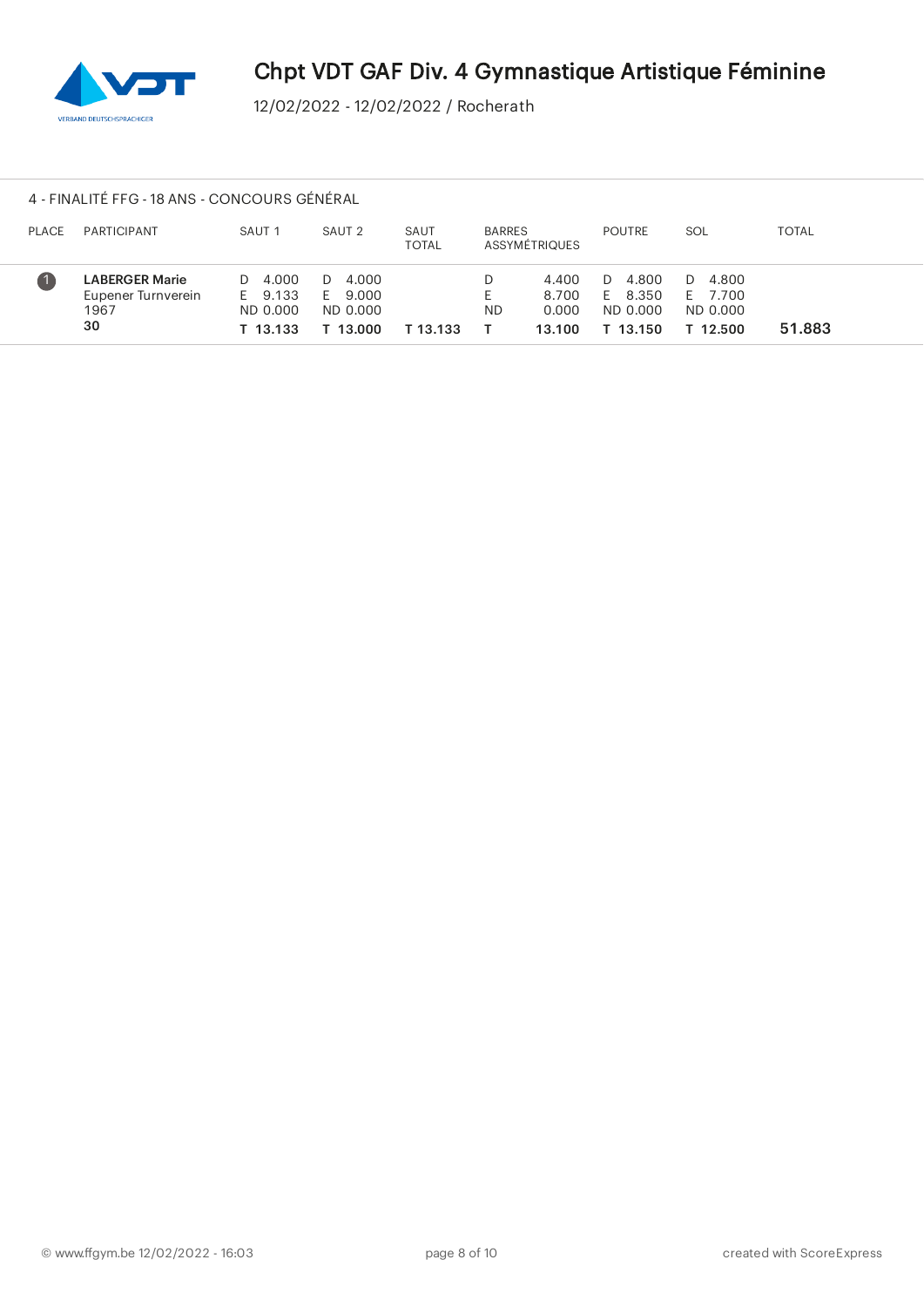# Chpt VDT GAF Div. 4 Gymnastique Artistique Féminine

12/02/2022 - 12/02/2022 / Rocherath

## 4 - FINALITÉ FFG - 18 ANS - CONCOURS GÉNÉRAL

| PLACE | PARTICIPANT | SAUT 1 | SAUT 2 | SAUT TOTAL | BARRES ASSYMÉTRIQUES | POUTRE | SOL | TOTAL |
|---|---|---|---|---|---|---|---|---|
| 1 | **LABERGER Marie**<br>Eupener Turnverein<br>1967<br>**30** | D 4.000<br>E 9.133<br>ND 0.000<br>**T 13.133** | D 4.000<br>E 9.000<br>ND 0.000<br>**T 13.000** | **T 13.133** | D 4.400<br>E 8.700<br>ND 0.000<br>**T 13.100** | D 4.800<br>E 8.350<br>ND 0.000<br>**T 13.150** | D 4.800<br>E 7.700<br>ND 0.000<br>**T 12.500** | **51.883** |

© www.ffgym.be 12/02/2022 - 16:03

created with ScoreExpress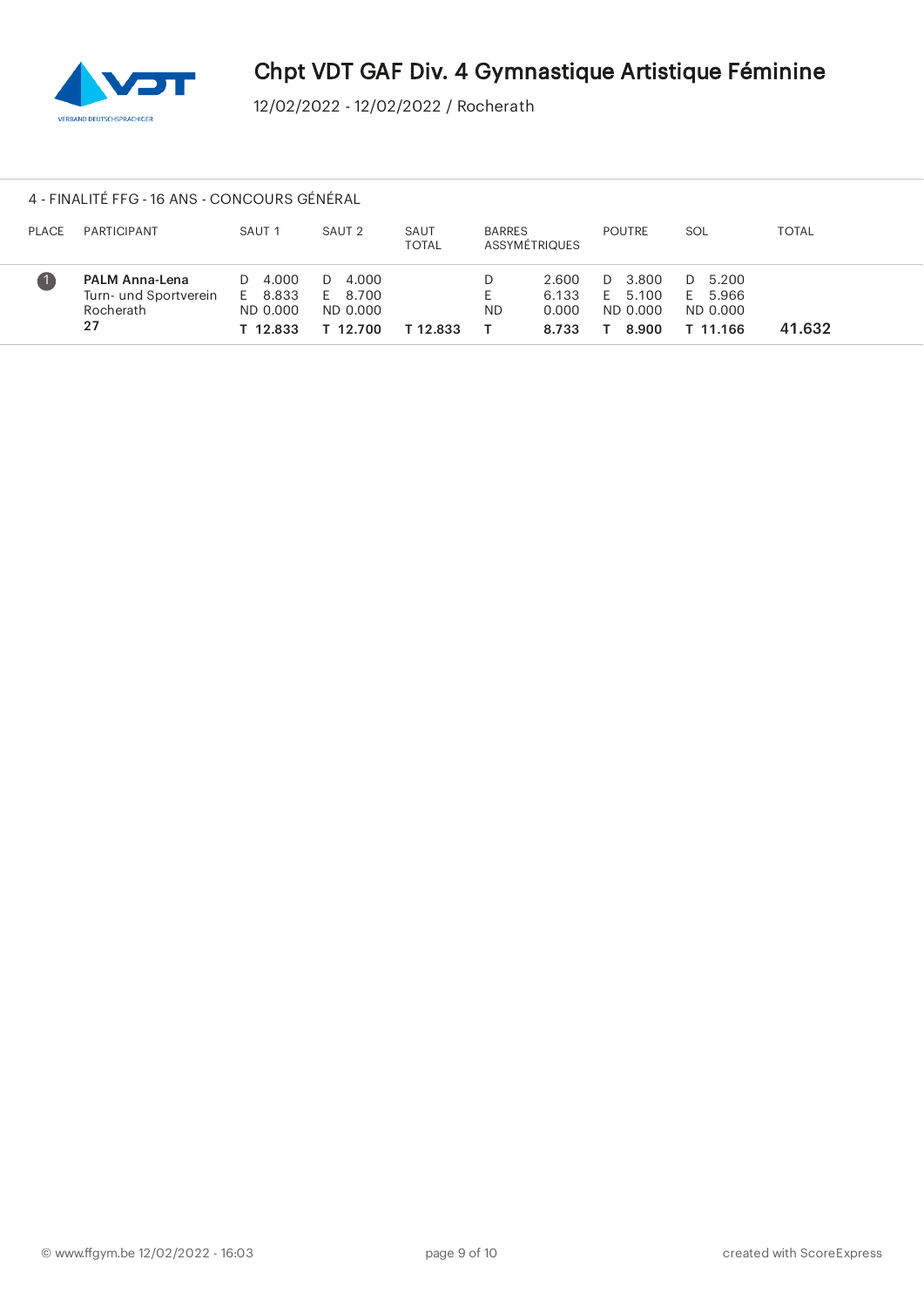# Chpt VDT GAF Div. 4 Gymnastique Artistique Féminine

12/02/2022 - 12/02/2022 / Rocherath

## 4 - FINALITÉ FFG - 16 ANS - CONCOURS GÉNÉRAL

| PLACE | PARTICIPANT | SAUT 1 | SAUT 2 | SAUT TOTAL | BARRES ASSYMÉTRIQUES | POUTRE | SOL | TOTAL |
|---|---|---|---|---|---|---|---|---|
| 1 | **PALM Anna-Lena**<br>Turn- und Sportverein Rocherath<br>**27** | D 4.000<br>E 8.833<br>ND 0.000<br>**T 12.833** | D 4.000<br>E 8.700<br>ND 0.000<br>**T 12.700** | **T 12.833** | D 2.600<br>E 6.133<br>ND 0.000<br>**T 8.733** | D 3.800<br>E 5.100<br>ND 0.000<br>**T 8.900** | D 5.200<br>E 5.966<br>ND 0.000<br>**T 11.166** | **41.632** |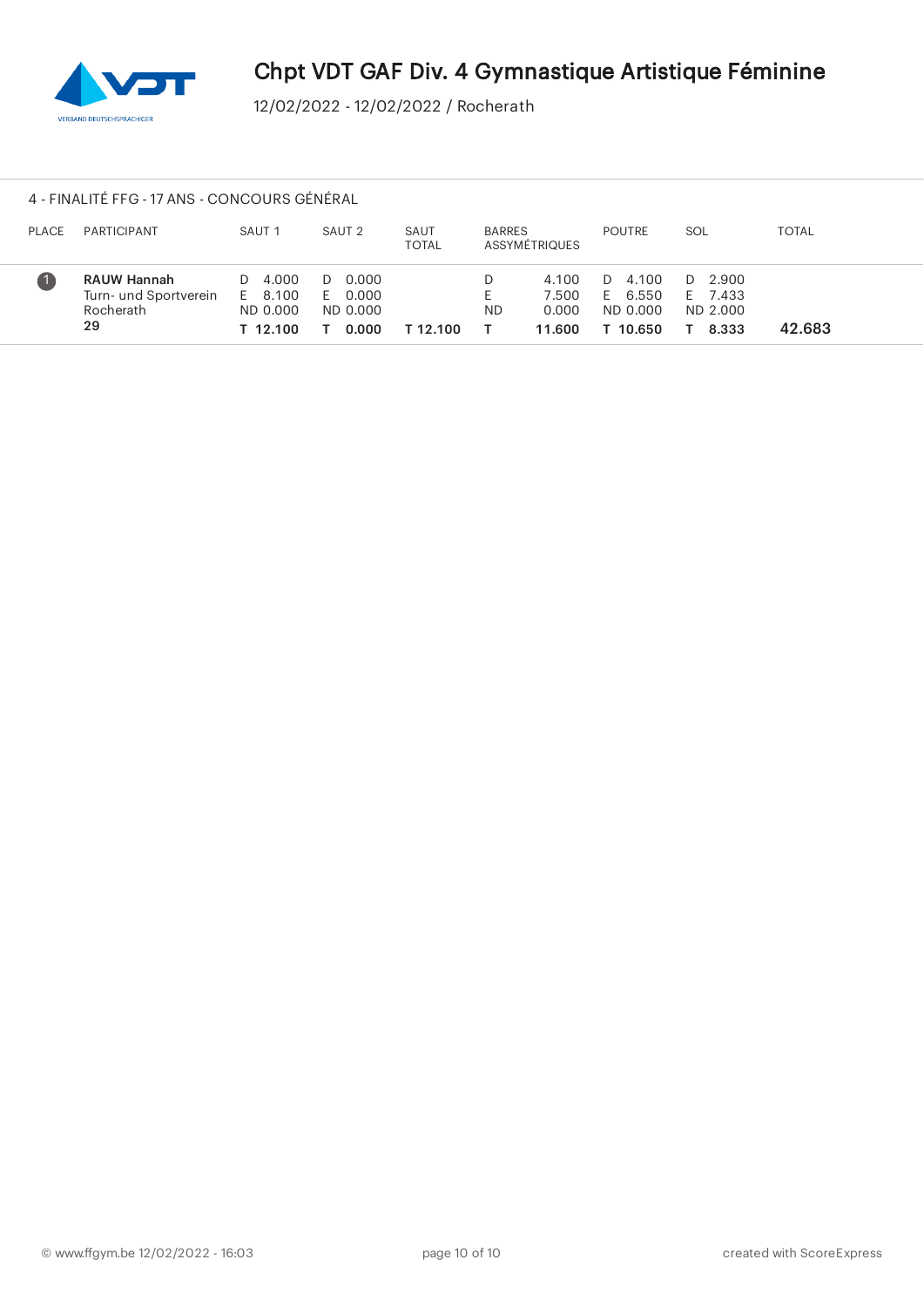# Chpt VDT GAF Div. 4 Gymnastique Artistique Féminine

12/02/2022 - 12/02/2022 / Rocherath

## 4 - FINALITÉ FFG - 17 ANS - CONCOURS GÉNÉRAL

| PLACE | PARTICIPANT | SAUT 1 | SAUT 2 | SAUT TOTAL | BARRES ASSYMÉTRIQUES | POUTRE | SOL | TOTAL |
|---|---|---|---|---|---|---|---|---|
| 1 | **RAUW Hannah**<br>Turn- und Sportverein Rocherath<br>**29** | D 4.000<br>E 8.100<br>ND 0.000<br>**T 12.100** | D 0.000<br>E 0.000<br>ND 0.000<br>**T 0.000** | **T 12.100** | D 4.100<br>E 7.500<br>ND 0.000<br>**T 11.600** | D 4.100<br>E 6.550<br>ND 0.000<br>**T 10.650** | D 2.900<br>E 7.433<br>ND 2.000<br>**T 8.333** | **42.683** |

© www.ffgym.be 12/02/2022 - 16:03

created with ScoreExpress